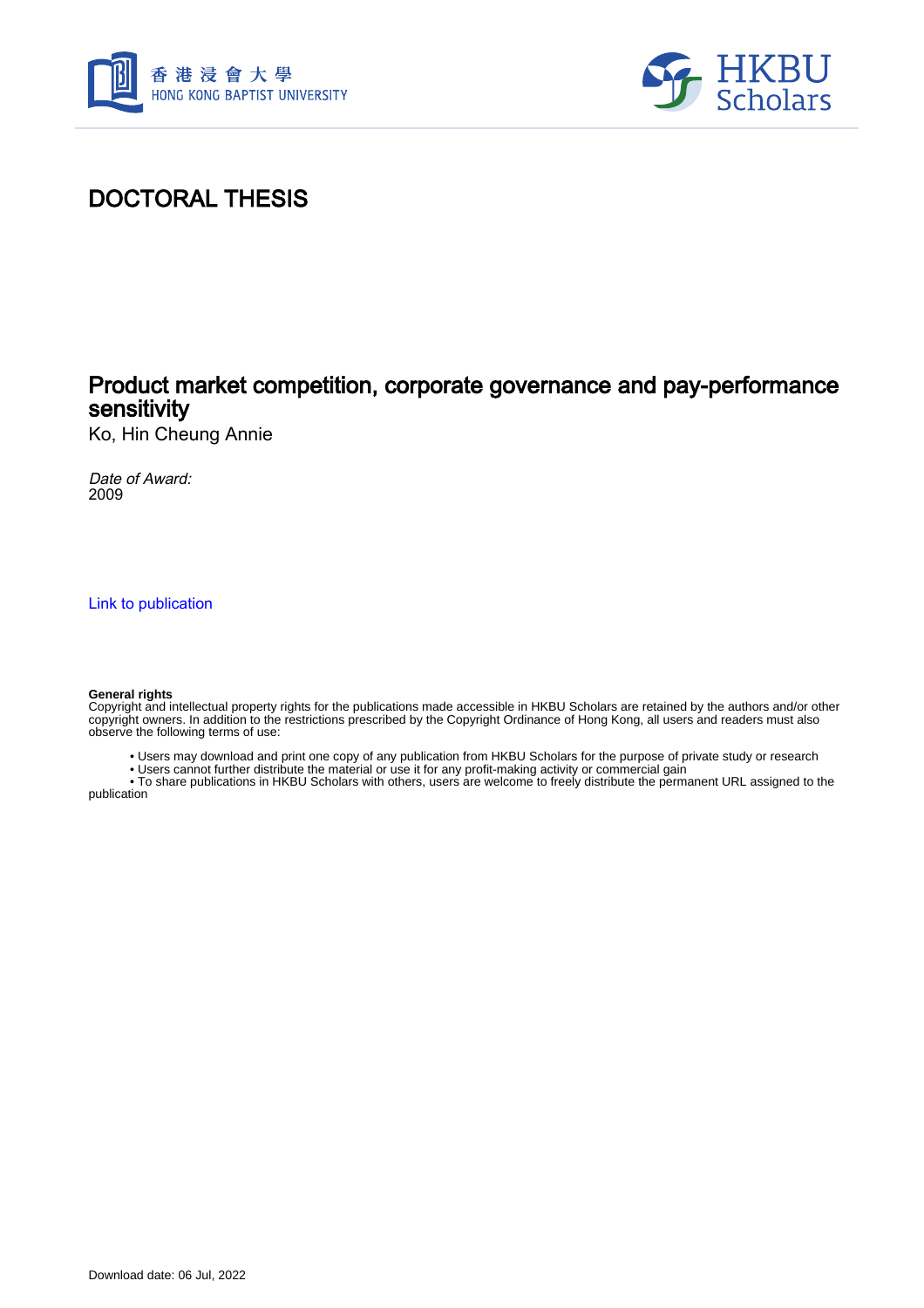# DOCTORAL THESIS

## Product market competition, corporate governance and pay-performance sensitivity

Ko, Hin Cheung Annie

*Date of Award:*
2009

Link to publication

**General rights**
Copyright and intellectual property rights for the publications made accessible in HKBU Scholars are retained by the authors and/or other copyright owners. In addition to the restrictions prescribed by the Copyright Ordinance of Hong Kong, all users and readers must also observe the following terms of use:

- Users may download and print one copy of any publication from HKBU Scholars for the purpose of private study or research
- Users cannot further distribute the material or use it for any profit-making activity or commercial gain
- To share publications in HKBU Scholars with others, users are welcome to freely distribute the permanent URL assigned to the publication

Download date: 06 Jul, 2022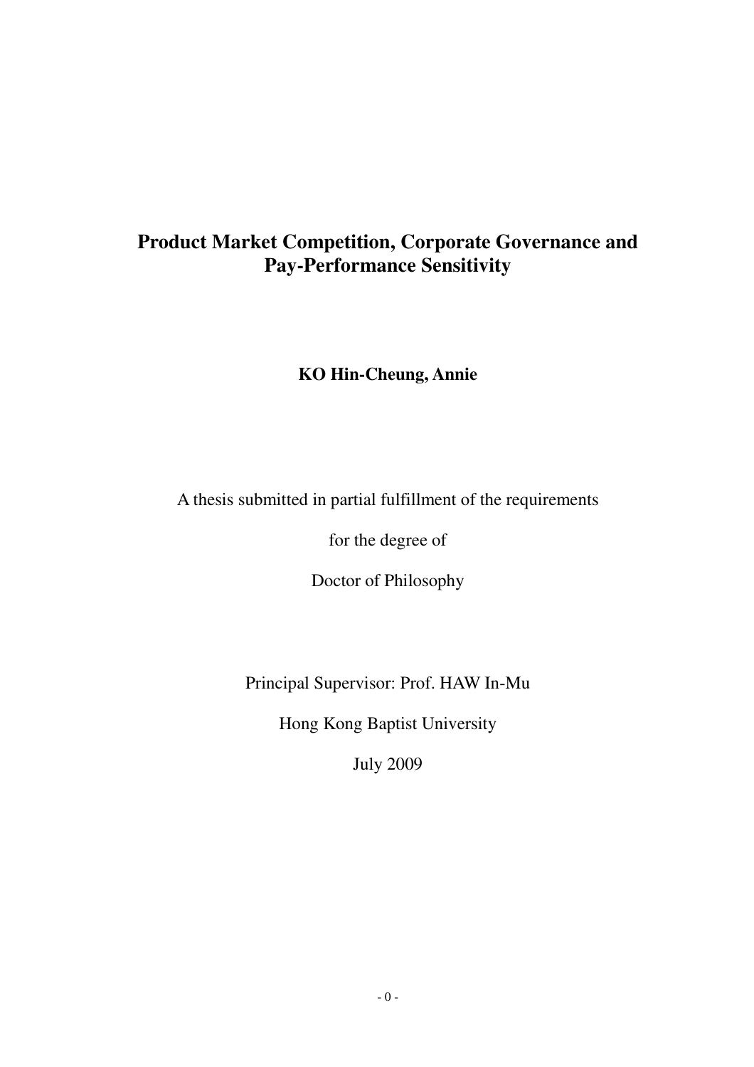# Product Market Competition, Corporate Governance and Pay-Performance Sensitivity

**KO Hin-Cheung, Annie**

A thesis submitted in partial fulfillment of the requirements

for the degree of

Doctor of Philosophy

Principal Supervisor: Prof. HAW In-Mu

Hong Kong Baptist University

July 2009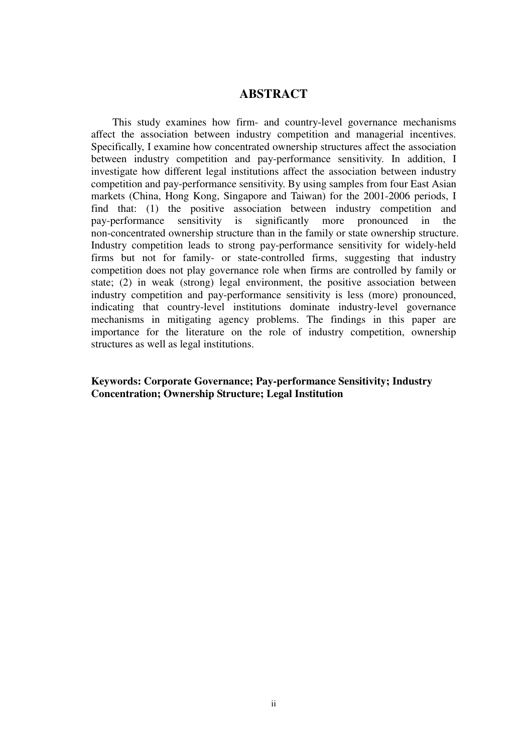# ABSTRACT

This study examines how firm- and country-level governance mechanisms affect the association between industry competition and managerial incentives. Specifically, I examine how concentrated ownership structures affect the association between industry competition and pay-performance sensitivity. In addition, I investigate how different legal institutions affect the association between industry competition and pay-performance sensitivity. By using samples from four East Asian markets (China, Hong Kong, Singapore and Taiwan) for the 2001-2006 periods, I find that: (1) the positive association between industry competition and pay-performance sensitivity is significantly more pronounced in the non-concentrated ownership structure than in the family or state ownership structure. Industry competition leads to strong pay-performance sensitivity for widely-held firms but not for family- or state-controlled firms, suggesting that industry competition does not play governance role when firms are controlled by family or state; (2) in weak (strong) legal environment, the positive association between industry competition and pay-performance sensitivity is less (more) pronounced, indicating that country-level institutions dominate industry-level governance mechanisms in mitigating agency problems. The findings in this paper are importance for the literature on the role of industry competition, ownership structures as well as legal institutions.

**Keywords: Corporate Governance; Pay-performance Sensitivity; Industry Concentration; Ownership Structure; Legal Institution**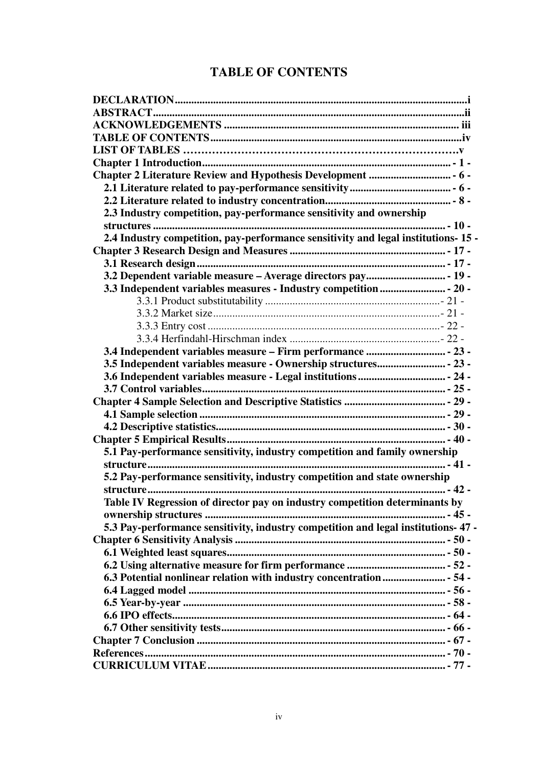# TABLE OF CONTENTS

**DECLARATION** .......... i
**ABSTRACT** .......... ii
**ACKNOWLEDGEMENTS** .......... iii
**TABLE OF CONTENTS** .......... iv
**LIST OF TABLES** .......... v
**Chapter 1 Introduction** .......... - 1 -
**Chapter 2 Literature Review and Hypothesis Development** .......... - 6 -
  **2.1 Literature related to pay-performance sensitivity** .......... - 6 -
  **2.2 Literature related to industry concentration** .......... - 8 -
  **2.3 Industry competition, pay-performance sensitivity and ownership structures** .......... - 10 -
  **2.4 Industry competition, pay-performance sensitivity and legal institutions** - 15 -
**Chapter 3 Research Design and Measures** .......... - 17 -
  **3.1 Research design** .......... - 17 -
  **3.2 Dependent variable measure – Average directors pay** .......... - 19 -
  **3.3 Independent variables measures - Industry competition** .......... - 20 -
    3.3.1 Product substitutability .......... - 21 -
    3.3.2 Market size .......... - 21 -
    3.3.3 Entry cost .......... - 22 -
    3.3.4 Herfindahl-Hirschman index .......... - 22 -
  **3.4 Independent variables measure – Firm performance** .......... - 23 -
  **3.5 Independent variables measure - Ownership structures** .......... - 23 -
  **3.6 Independent variables measure - Legal institutions** .......... - 24 -
  **3.7 Control variables** .......... - 25 -
**Chapter 4 Sample Selection and Descriptive Statistics** .......... - 29 -
  **4.1 Sample selection** .......... - 29 -
  **4.2 Descriptive statistics** .......... - 30 -
**Chapter 5 Empirical Results** .......... - 40 -
  **5.1 Pay-performance sensitivity, industry competition and family ownership structure** .......... - 41 -
  **5.2 Pay-performance sensitivity, industry competition and state ownership structure** .......... - 42 -
  **Table IV Regression of director pay on industry competition determinants by ownership structures** .......... - 45 -
  **5.3 Pay-performance sensitivity, industry competition and legal institutions** - 47 -
**Chapter 6 Sensitivity Analysis** .......... - 50 -
  **6.1 Weighted least squares** .......... - 50 -
  **6.2 Using alternative measure for firm performance** .......... - 52 -
  **6.3 Potential nonlinear relation with industry concentration** .......... - 54 -
  **6.4 Lagged model** .......... - 56 -
  **6.5 Year-by-year** .......... - 58 -
  **6.6 IPO effects** .......... - 64 -
  **6.7 Other sensitivity tests** .......... - 66 -
**Chapter 7 Conclusion** .......... - 67 -
**References** .......... - 70 -
**CURRICULUM VITAE** .......... - 77 -